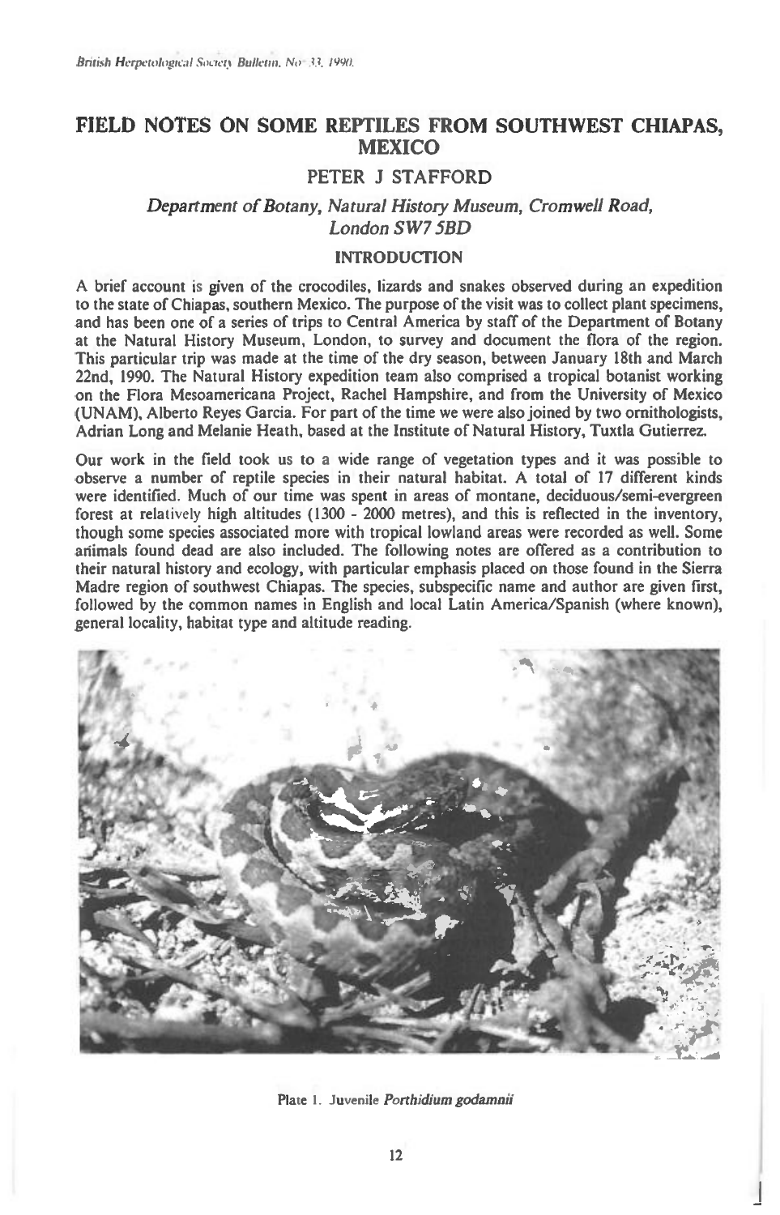# FIELD NOTES ON SOME REPTILES FROM SOUTHWEST CHIAPAS, MEXICO

## PETER J STAFFORD

*Department of Botany, Natural History Museum, Cromwell Road, London SW7 5BD*

### INTRODUCTION

A brief account is given of the crocodiles, lizards and snakes observed during an expedition to the state of Chiapas, southern Mexico. The purpose of the visit was to collect plant specimens, and has been one of a series of trips to Central America by staff of the Department of Botany at the Natural History Museum, London, to survey and document the flora of the region. This particular trip was made at the time of the dry season, between January 18th and March 22nd, 1990. The Natural History expedition team also comprised a tropical botanist working on the Flora Mesoamericana Project, Rachel Hampshire, and from the University of Mexico (UNAM), Alberto Reyes Garcia. For part of the time we were also joined by two ornithologists, Adrian Long and Melanie Heath, based at the Institute of Natural History, Tuxtla Gutierrez.

Our work in the field took us to a wide range of vegetation types and it was possible to observe a number of reptile species in their natural habitat. A total of 17 different kinds were identified. Much of our time was spent in areas of montane, deciduous/semi-evergreen forest at relatively high altitudes (1300 - 2000 metres), and this is reflected in the inventory, though some species associated more with tropical lowland areas were recorded as well. Some animals found dead are also included. The following notes are offered as a contribution to their natural history and ecology, with particular emphasis placed on those found in the Sierra Madre region of southwest Chiapas. The species, subspecific name and author are given first, followed by the common names in English and local Latin America/Spanish (where known), general locality, habitat type and altitude reading.

Plate 1. Juvenile *Porthidium godamnii*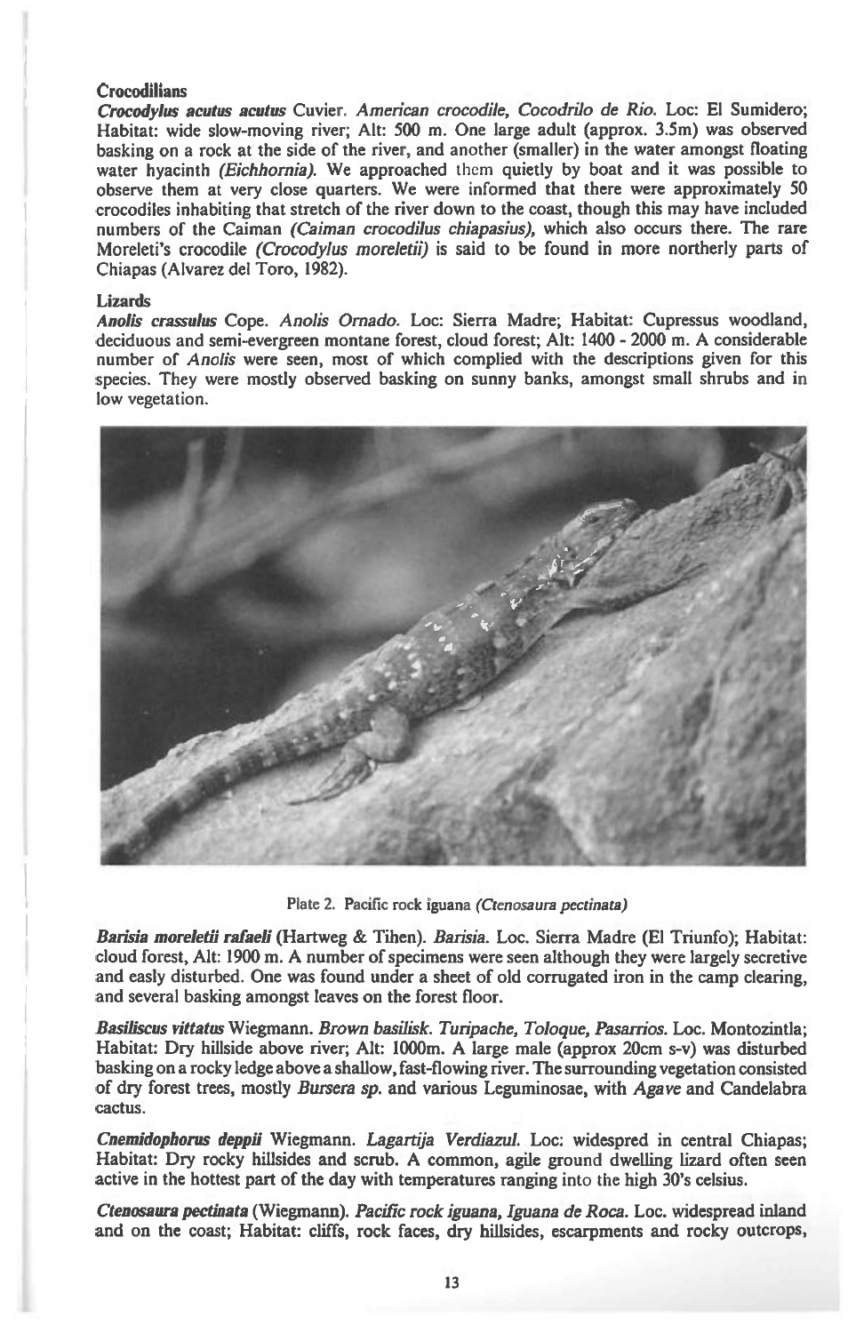## Crocodilians

***Crocodylus acutus acutus*** Cuvier. *American crocodile, Cocodrilo de Rio.* Loc: El Sumidero; Habitat: wide slow-moving river; Alt: 500 m. One large adult (approx. 3.5m) was observed basking on a rock at the side of the river, and another (smaller) in the water amongst floating water hyacinth *(Eichhornia).* We approached them quietly by boat and it was possible to observe them at very close quarters. We were informed that there were approximately 50 crocodiles inhabiting that stretch of the river down to the coast, though this may have included numbers of the Caiman *(Caiman crocodilus chiapasius),* which also occurs there. The rare Moreleti's crocodile *(Crocodylus moreletii)* is said to be found in more northerly parts of Chiapas (Alvarez del Toro, 1982).

## Lizards

***Anolis crassulus*** Cope. *Anolis Ornado.* Loc: Sierra Madre; Habitat: Cupressus woodland, deciduous and semi-evergreen montane forest, cloud forest; Alt: 1400 - 2000 m. A considerable number of *Anolis* were seen, most of which complied with the descriptions given for this species. They were mostly observed basking on sunny banks, amongst small shrubs and in low vegetation.

Plate 2. Pacific rock iguana *(Ctenosaura pectinata)*

***Barisia moreletii rafaeli*** (Hartweg & Tihen). *Barisia.* Loc. Sierra Madre (El Triunfo); Habitat: cloud forest, Alt: 1900 m. A number of specimens were seen although they were largely secretive and easily disturbed. One was found under a sheet of old corrugated iron in the camp clearing, and several basking amongst leaves on the forest floor.

***Basiliscus vittatus*** Wiegmann. *Brown basilisk. Turipache, Toloque, Pasarrios.* Loc. Montozintla; Habitat: Dry hillside above river; Alt: 1000m. A large male (approx 20cm s-v) was disturbed basking on a rocky ledge above a shallow, fast-flowing river. The surrounding vegetation consisted of dry forest trees, mostly *Bursera sp.* and various Leguminosae, with *Agave* and Candelabra cactus.

***Cnemidophorus deppii*** Wiegmann. *Lagartija Verdiazul.* Loc: widespred in central Chiapas; Habitat: Dry rocky hillsides and scrub. A common, agile ground dwelling lizard often seen active in the hottest part of the day with temperatures ranging into the high 30's celsius.

***Ctenosaura pectinata*** (Wiegmann). *Pacific rock iguana, Iguana de Roca.* Loc. widespread inland and on the coast; Habitat: cliffs, rock faces, dry hillsides, escarpments and rocky outcrops,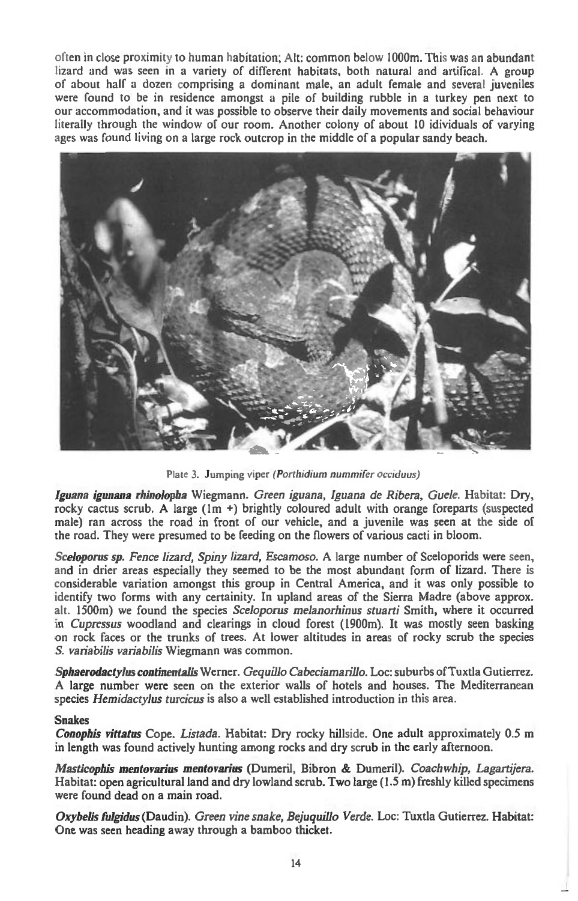often in close proximity to human habitation; Alt: common below 1000m. This was an abundant lizard and was seen in a variety of different habitats, both natural and artifical. A group of about half a dozen comprising a dominant male, an adult female and several juveniles were found to be in residence amongst a pile of building rubble in a turkey pen next to our accommodation, and it was possible to observe their daily movements and social behaviour literally through the window of our room. Another colony of about 10 idividuals of varying ages was found living on a large rock outcrop in the middle of a popular sandy beach.

Plate 3. Jumping viper *(Porthidium nummifer occiduus)*

***Iguana igunana rhinolopha*** Wiegmann. *Green iguana, Iguana de Ribera, Guele.* Habitat: Dry, rocky cactus scrub. A large (1m +) brightly coloured adult with orange foreparts (suspected male) ran across the road in front of our vehicle, and a juvenile was seen at the side of the road. They were presumed to be feeding on the flowers of various cacti in bloom.

***Sceloporus sp.*** *Fence lizard, Spiny lizard, Escamoso.* A large number of Sceloporids were seen, and in drier areas especially they seemed to be the most abundant form of lizard. There is considerable variation amongst this group in Central America, and it was only possible to identify two forms with any certainity. In upland areas of the Sierra Madre (above approx. alt. 1500m) we found the species *Sceloporus melanorhinus stuarti* Smith, where it occurred in *Cupressus* woodland and clearings in cloud forest (1900m). It was mostly seen basking on rock faces or the trunks of trees. At lower altitudes in areas of rocky scrub the species *S. variabilis variabilis* Wiegmann was common.

***Sphaerodactylus continentalis*** Werner. *Gequillo Cabeciamarillo.* Loc: suburbs of Tuxtla Gutierrez. A large number were seen on the exterior walls of hotels and houses. The Mediterranean species *Hemidactylus turcicus* is also a well established introduction in this area.

**Snakes**

***Conophis vittatus*** Cope. *Listada.* Habitat: Dry rocky hillside. One adult approximately 0.5 m in length was found actively hunting among rocks and dry scrub in the early afternoon.

***Masticophis mentovarius mentovarius*** (Dumeril, Bibron & Dumeril). *Coachwhip, Lagartijera.* Habitat: open agricultural land and dry lowland scrub. Two large (1.5 m) freshly killed specimens were found dead on a main road.

***Oxybelis fulgidus*** (Daudin). *Green vine snake, Bejuquillo Verde.* Loc: Tuxtla Gutierrez. Habitat: One was seen heading away through a bamboo thicket.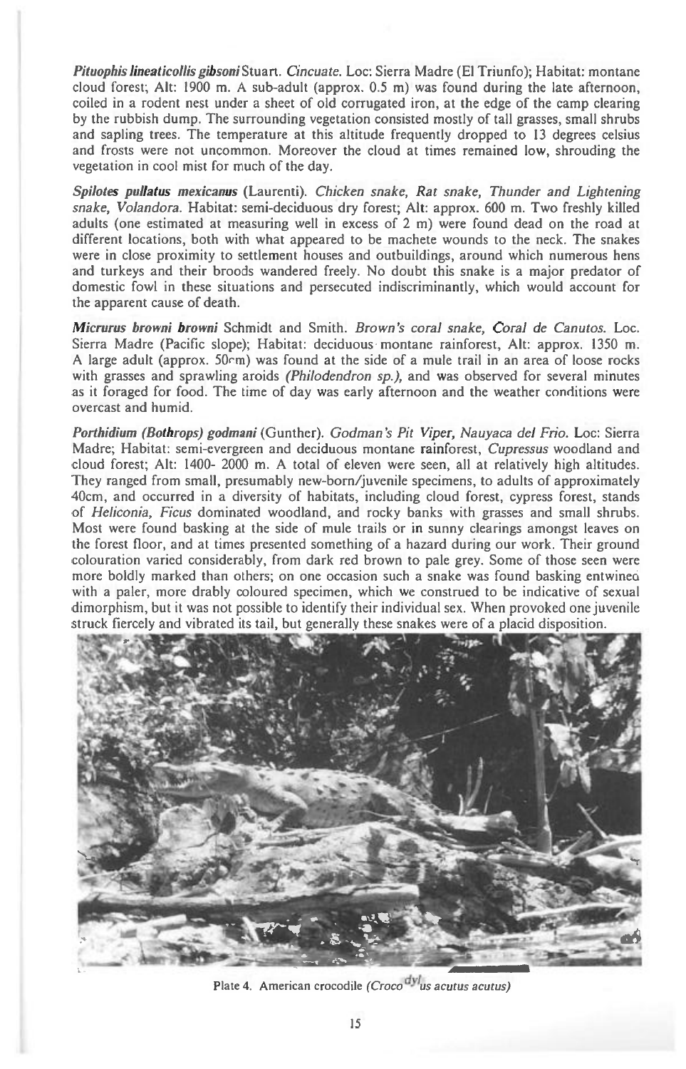***Pituophis lineaticollis gibsoni*** Stuart. *Cincuate.* Loc: Sierra Madre (El Triunfo); Habitat: montane cloud forest; Alt: 1900 m. A sub-adult (approx. 0.5 m) was found during the late afternoon, coiled in a rodent nest under a sheet of old corrugated iron, at the edge of the camp clearing by the rubbish dump. The surrounding vegetation consisted mostly of tall grasses, small shrubs and sapling trees. The temperature at this altitude frequently dropped to 13 degrees celsius and frosts were not uncommon. Moreover the cloud at times remained low, shrouding the vegetation in cool mist for much of the day.

***Spilotes pullatus mexicanus*** (Laurenti). *Chicken snake, Rat snake, Thunder and Lightening snake, Volandora.* Habitat: semi-deciduous dry forest; Alt: approx. 600 m. Two freshly killed adults (one estimated at measuring well in excess of 2 m) were found dead on the road at different locations, both with what appeared to be machete wounds to the neck. The snakes were in close proximity to settlement houses and outbuildings, around which numerous hens and turkeys and their broods wandered freely. No doubt this snake is a major predator of domestic fowl in these situations and persecuted indiscriminantly, which would account for the apparent cause of death.

***Micrurus browni browni*** Schmidt and Smith. *Brown's coral snake, Coral de Canutos.* Loc. Sierra Madre (Pacific slope); Habitat: deciduous montane rainforest, Alt: approx. 1350 m. A large adult (approx. 50cm) was found at the side of a mule trail in an area of loose rocks with grasses and sprawling aroids *(Philodendron sp.),* and was observed for several minutes as it foraged for food. The time of day was early afternoon and the weather conditions were overcast and humid.

***Porthidium (Bothrops) godmani*** (Gunther). *Godman's Pit Viper, Nauyaca del Frio.* Loc: Sierra Madre; Habitat: semi-evergreen and deciduous montane rainforest, *Cupressus* woodland and cloud forest; Alt: 1400- 2000 m. A total of eleven were seen, all at relatively high altitudes. They ranged from small, presumably new-born/juvenile specimens, to adults of approximately 40cm, and occurred in a diversity of habitats, including cloud forest, cypress forest, stands of *Heliconia*, *Ficus* dominated woodland, and rocky banks with grasses and small shrubs. Most were found basking at the side of mule trails or in sunny clearings amongst leaves on the forest floor, and at times presented something of a hazard during our work. Their ground colouration varied considerably, from dark red brown to pale grey. Some of those seen were more boldly marked than others; on one occasion such a snake was found basking entwined with a paler, more drably coloured specimen, which we construed to be indicative of sexual dimorphism, but it was not possible to identify their individual sex. When provoked one juvenile struck fiercely and vibrated its tail, but generally these snakes were of a placid disposition.

Plate 4. American crocodile *(Crocodylus acutus acutus)*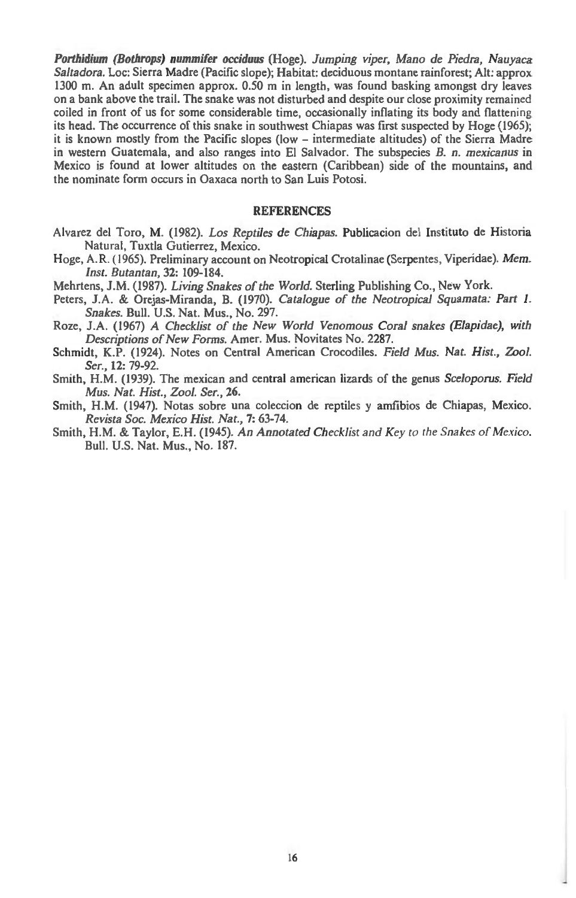***Porthidium (Bothrops) nummifer occiduus*** (Hoge). *Jumping viper, Mano de Piedra, Nauyaca Saltadora.* Loc: Sierra Madre (Pacific slope); Habitat: deciduous montane rainforest; Alt: approx 1300 m. An adult specimen approx. 0.50 m in length, was found basking amongst dry leaves on a bank above the trail. The snake was not disturbed and despite our close proximity remained coiled in front of us for some considerable time, occasionally inflating its body and flattening its head. The occurrence of this snake in southwest Chiapas was first suspected by Hoge (1965); it is known mostly from the Pacific slopes (low – intermediate altitudes) of the Sierra Madre in western Guatemala, and also ranges into El Salvador. The subspecies *B. n. mexicanus* in Mexico is found at lower altitudes on the eastern (Caribbean) side of the mountains, and the nominate form occurs in Oaxaca north to San Luis Potosi.

## REFERENCES

Alvarez del Toro, M. (1982). *Los Reptiles de Chiapas.* Publicacion del Instituto de Historia Natural, Tuxtla Gutierrez, Mexico.

Hoge, A.R. (1965). Preliminary account on Neotropical Crotalinae (Serpentes, Viperidae). *Mem. Inst. Butantan,* **32**: 109-184.

Mehrtens, J.M. (1987). *Living Snakes of the World.* Sterling Publishing Co., New York.

Peters, J.A. & Orejas-Miranda, B. (1970). *Catalogue of the Neotropical Squamata: Part 1. Snakes.* Bull. U.S. Nat. Mus., No. 297.

Roze, J.A. (1967) *A Checklist of the New World Venomous Coral snakes (Elapidae), with Descriptions of New Forms.* Amer. Mus. Novitates No. 2287.

Schmidt, K.P. (1924). Notes on Central American Crocodiles. *Field Mus. Nat. Hist., Zool. Ser.,* **12**: 79-92.

Smith, H.M. (1939). The mexican and central american lizards of the genus *Sceloporus. Field Mus. Nat. Hist., Zool. Ser.,* **26**.

Smith, H.M. (1947). Notas sobre una coleccion de reptiles y amfibios de Chiapas, Mexico. *Revista Soc. Mexico Hist. Nat.,* **7**: 63-74.

Smith, H.M. & Taylor, E.H. (1945). *An Annotated Checklist and Key to the Snakes of Mexico.* Bull. U.S. Nat. Mus., No. 187.